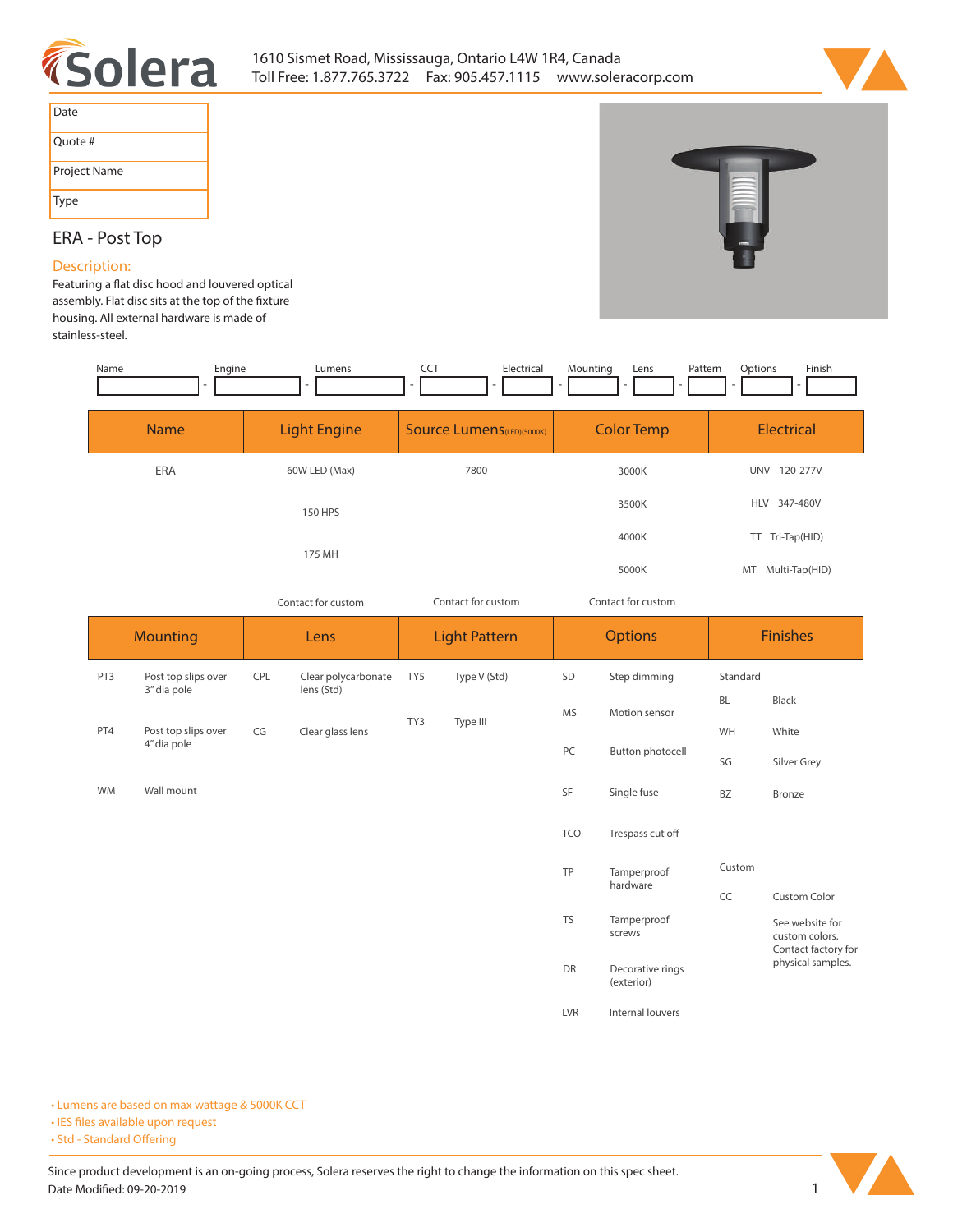# Solera

1610 Sismet Road, Mississauga, Ontario L4W 1R4, Canada
Toll Free: 1.877.765.3722  Fax: 905.457.1115  www.soleracorp.com

| Date |
|---|
| Quote # |
| Project Name |
| Type |

## ERA - Post Top

### Description:

Featuring a flat disc hood and louvered optical assembly. Flat disc sits at the top of the fixture housing. All external hardware is made of stainless-steel.

| Name | Engine | Lumens | CCT | Electrical | Mounting | Lens | Pattern | Options | Finish |
|---|---|---|---|---|---|---|---|---|---|
| | | | | | | | | | |

| Name | Light Engine | Source Lumens(LED)(5000K) | Color Temp | Electrical |
|---|---|---|---|---|
| ERA | 60W LED (Max) | 7800 | 3000K | UNV 120-277V |
| | 150 HPS | | 3500K | HLV 347-480V |
| | 175 MH | | 4000K | TT Tri-Tap(HID) |
| | | | 5000K | MT Multi-Tap(HID) |
| | Contact for custom | Contact for custom | Contact for custom | |

| Mounting | | Lens | | Light Pattern | | Options | | Finishes | |
|---|---|---|---|---|---|---|---|---|---|
| PT3 | Post top slips over 3" dia pole | CPL | Clear polycarbonate lens (Std) | TY5 | Type V (Std) | SD | Step dimming | Standard | |
| PT4 | Post top slips over 4" dia pole | CG | Clear glass lens | TY3 | Type III | MS | Motion sensor | BL | Black |
| WM | Wall mount | | | | | PC | Button photocell | WH | White |
| | | | | | | SF | Single fuse | SG | Silver Grey |
| | | | | | | TCO | Trespass cut off | BZ | Bronze |
| | | | | | | TP | Tamperproof hardware | Custom | |
| | | | | | | TS | Tamperproof screws | CC | Custom Color |
| | | | | | | DR | Decorative rings (exterior) | | See website for custom colors. Contact factory for physical samples. |
| | | | | | | LVR | Internal louvers | | |

- Lumens are based on max wattage & 5000K CCT
- IES files available upon request
- Std - Standard Offering

Since product development is an on-going process, Solera reserves the right to change the information on this spec sheet.
Date Modified: 09-20-2019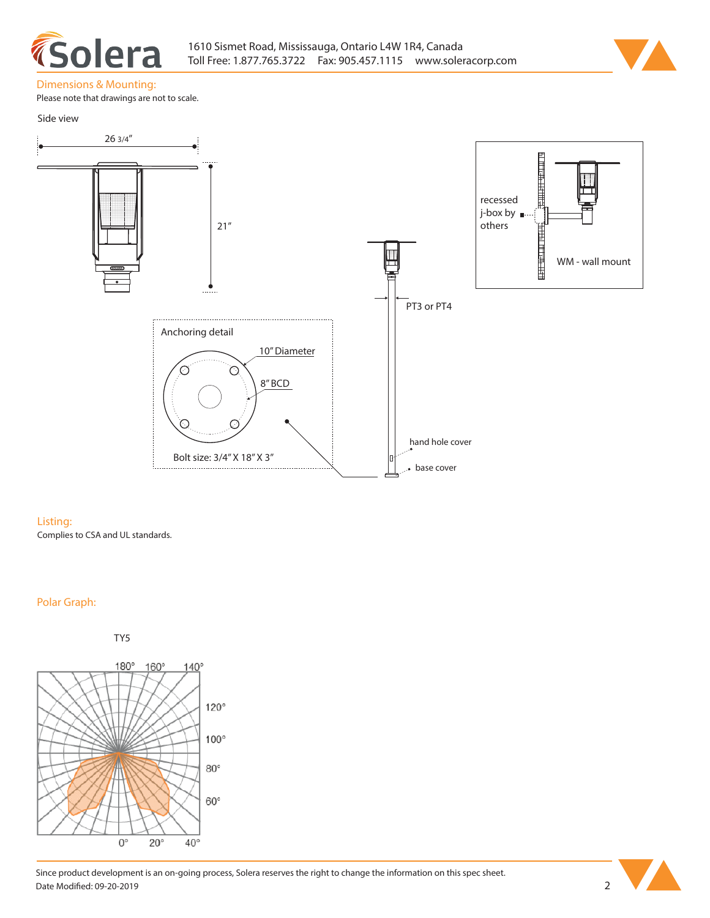Solera

1610 Sismet Road, Mississauga, Ontario L4W 1R4, Canada
Toll Free: 1.877.765.3722 Fax: 905.457.1115 www.soleracorp.com

## Dimensions & Mounting:

Please note that drawings are not to scale.

Side view

26 3/4"

21"

recessed j-box by others

WM - wall mount

PT3 or PT4

Anchoring detail

10" Diameter

8" BCD

Bolt size: 3/4" X 18" X 3"

hand hole cover

base cover

## Listing:

Complies to CSA and UL standards.

## Polar Graph:

TY5

180° 160° 140°

120°

100°

80°

60°

0° 20° 40°

Since product development is an on-going process, Solera reserves the right to change the information on this spec sheet.
Date Modified: 09-20-2019